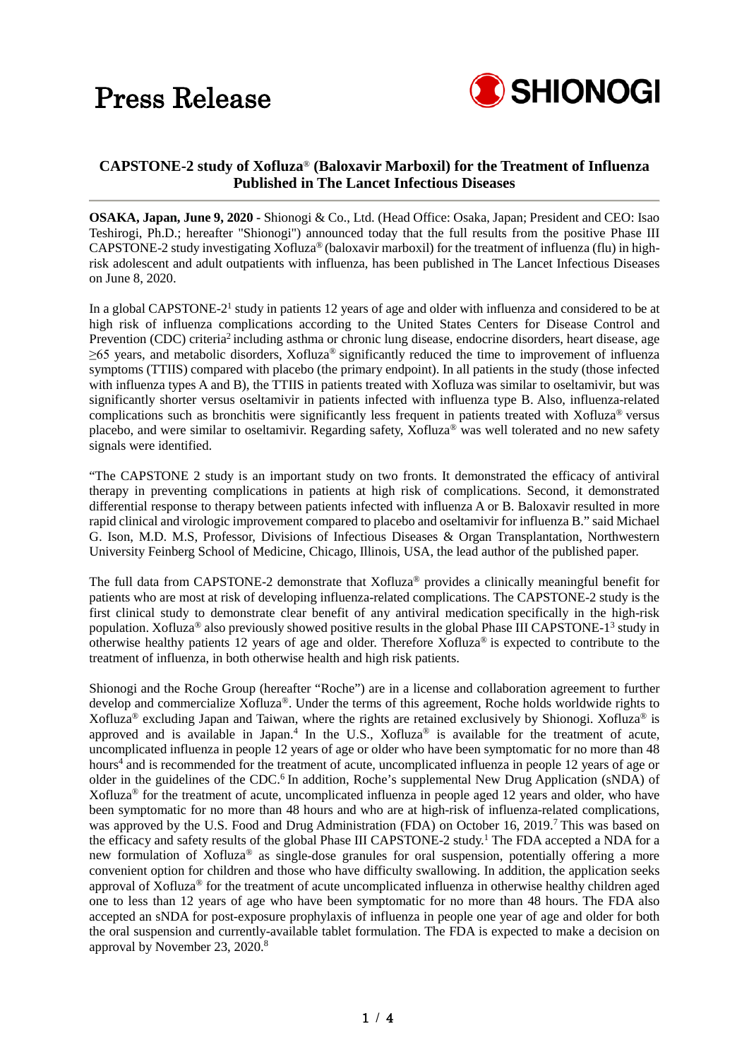# Press Release

**SHIONOGI**

## CAPSTONE-2 study of Xofluza® (Baloxavir Marboxil) for the Treatment of Influenza Published in The Lancet Infectious Diseases

**OSAKA, Japan, June 9, 2020 -** Shionogi & Co., Ltd. (Head Office: Osaka, Japan; President and CEO: Isao Teshirogi, Ph.D.; hereafter "Shionogi") announced today that the full results from the positive Phase III CAPSTONE-2 study investigating Xofluza® (baloxavir marboxil) for the treatment of influenza (flu) in high-risk adolescent and adult outpatients with influenza, has been published in The Lancet Infectious Diseases on June 8, 2020.

In a global CAPSTONE-2[1] study in patients 12 years of age and older with influenza and considered to be at high risk of influenza complications according to the United States Centers for Disease Control and Prevention (CDC) criteria[2] including asthma or chronic lung disease, endocrine disorders, heart disease, age ≥65 years, and metabolic disorders, Xofluza® significantly reduced the time to improvement of influenza symptoms (TTIIS) compared with placebo (the primary endpoint). In all patients in the study (those infected with influenza types A and B), the TTIIS in patients treated with Xofluza was similar to oseltamivir, but was significantly shorter versus oseltamivir in patients infected with influenza type B. Also, influenza-related complications such as bronchitis were significantly less frequent in patients treated with Xofluza® versus placebo, and were similar to oseltamivir. Regarding safety, Xofluza® was well tolerated and no new safety signals were identified.

"The CAPSTONE 2 study is an important study on two fronts. It demonstrated the efficacy of antiviral therapy in preventing complications in patients at high risk of complications. Second, it demonstrated differential response to therapy between patients infected with influenza A or B. Baloxavir resulted in more rapid clinical and virologic improvement compared to placebo and oseltamivir for influenza B." said Michael G. Ison, M.D. M.S, Professor, Divisions of Infectious Diseases & Organ Transplantation, Northwestern University Feinberg School of Medicine, Chicago, Illinois, USA, the lead author of the published paper.

The full data from CAPSTONE-2 demonstrate that Xofluza® provides a clinically meaningful benefit for patients who are most at risk of developing influenza-related complications. The CAPSTONE-2 study is the first clinical study to demonstrate clear benefit of any antiviral medication specifically in the high-risk population. Xofluza® also previously showed positive results in the global Phase III CAPSTONE-1[3] study in otherwise healthy patients 12 years of age and older. Therefore Xofluza® is expected to contribute to the treatment of influenza, in both otherwise health and high risk patients.

Shionogi and the Roche Group (hereafter "Roche") are in a license and collaboration agreement to further develop and commercialize Xofluza®. Under the terms of this agreement, Roche holds worldwide rights to Xofluza® excluding Japan and Taiwan, where the rights are retained exclusively by Shionogi. Xofluza® is approved and is available in Japan.[4] In the U.S., Xofluza® is available for the treatment of acute, uncomplicated influenza in people 12 years of age or older who have been symptomatic for no more than 48 hours[4] and is recommended for the treatment of acute, uncomplicated influenza in people 12 years of age or older in the guidelines of the CDC.[6] In addition, Roche's supplemental New Drug Application (sNDA) of Xofluza® for the treatment of acute, uncomplicated influenza in people aged 12 years and older, who have been symptomatic for no more than 48 hours and who are at high-risk of influenza-related complications, was approved by the U.S. Food and Drug Administration (FDA) on October 16, 2019.[7] This was based on the efficacy and safety results of the global Phase III CAPSTONE-2 study.[1] The FDA accepted a NDA for a new formulation of Xofluza® as single-dose granules for oral suspension, potentially offering a more convenient option for children and those who have difficulty swallowing. In addition, the application seeks approval of Xofluza® for the treatment of acute uncomplicated influenza in otherwise healthy children aged one to less than 12 years of age who have been symptomatic for no more than 48 hours. The FDA also accepted an sNDA for post-exposure prophylaxis of influenza in people one year of age and older for both the oral suspension and currently-available tablet formulation. The FDA is expected to make a decision on approval by November 23, 2020.[8]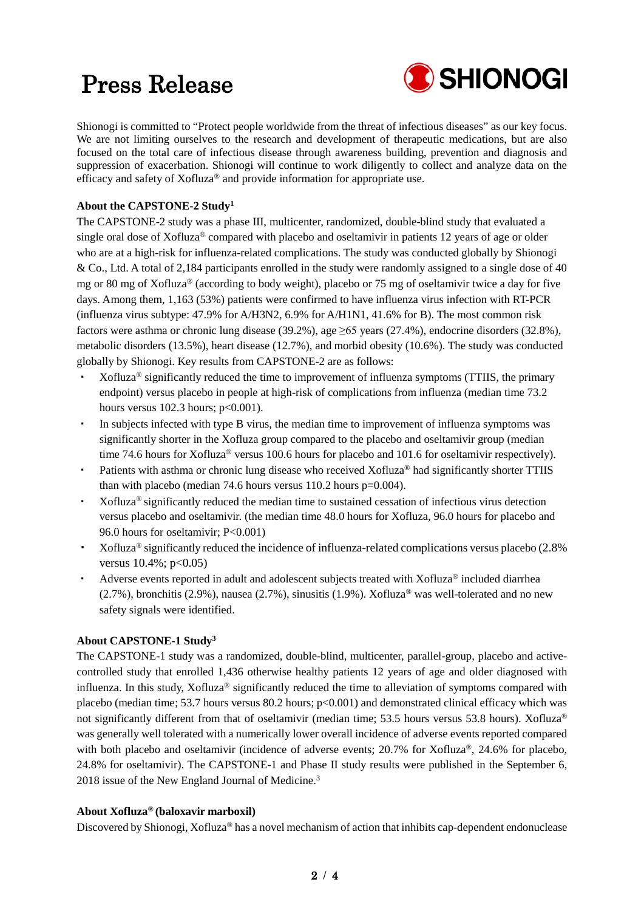Shionogi is committed to "Protect people worldwide from the threat of infectious diseases" as our key focus. We are not limiting ourselves to the research and development of therapeutic medications, but are also focused on the total care of infectious disease through awareness building, prevention and diagnosis and suppression of exacerbation. Shionogi will continue to work diligently to collect and analyze data on the efficacy and safety of Xofluza® and provide information for appropriate use.

**About the CAPSTONE-2 Study[1]**

The CAPSTONE-2 study was a phase III, multicenter, randomized, double-blind study that evaluated a single oral dose of Xofluza® compared with placebo and oseltamivir in patients 12 years of age or older who are at a high-risk for influenza-related complications. The study was conducted globally by Shionogi & Co., Ltd. A total of 2,184 participants enrolled in the study were randomly assigned to a single dose of 40 mg or 80 mg of Xofluza® (according to body weight), placebo or 75 mg of oseltamivir twice a day for five days. Among them, 1,163 (53%) patients were confirmed to have influenza virus infection with RT-PCR (influenza virus subtype: 47.9% for A/H3N2, 6.9% for A/H1N1, 41.6% for B). The most common risk factors were asthma or chronic lung disease (39.2%), age ≥65 years (27.4%), endocrine disorders (32.8%), metabolic disorders (13.5%), heart disease (12.7%), and morbid obesity (10.6%). The study was conducted globally by Shionogi. Key results from CAPSTONE-2 are as follows:

- Xofluza® significantly reduced the time to improvement of influenza symptoms (TTIIS, the primary endpoint) versus placebo in people at high-risk of complications from influenza (median time 73.2 hours versus 102.3 hours; $p<0.001$).
- In subjects infected with type B virus, the median time to improvement of influenza symptoms was significantly shorter in the Xofluza group compared to the placebo and oseltamivir group (median time 74.6 hours for Xofluza® versus 100.6 hours for placebo and 101.6 for oseltamivir respectively).
- Patients with asthma or chronic lung disease who received Xofluza® had significantly shorter TTIIS than with placebo (median 74.6 hours versus 110.2 hours $p=0.004$).
- Xofluza® significantly reduced the median time to sustained cessation of infectious virus detection versus placebo and oseltamivir. (the median time 48.0 hours for Xofluza, 96.0 hours for placebo and 96.0 hours for oseltamivir; $P<0.001$)
- Xofluza® significantly reduced the incidence of influenza-related complications versus placebo (2.8% versus 10.4%; $p<0.05$)
- Adverse events reported in adult and adolescent subjects treated with Xofluza® included diarrhea (2.7%), bronchitis (2.9%), nausea (2.7%), sinusitis (1.9%). Xofluza® was well-tolerated and no new safety signals were identified.

**About CAPSTONE-1 Study[3]**

The CAPSTONE-1 study was a randomized, double-blind, multicenter, parallel-group, placebo and active-controlled study that enrolled 1,436 otherwise healthy patients 12 years of age and older diagnosed with influenza. In this study, Xofluza® significantly reduced the time to alleviation of symptoms compared with placebo (median time; 53.7 hours versus 80.2 hours; $p<0.001$) and demonstrated clinical efficacy which was not significantly different from that of oseltamivir (median time; 53.5 hours versus 53.8 hours). Xofluza® was generally well tolerated with a numerically lower overall incidence of adverse events reported compared with both placebo and oseltamivir (incidence of adverse events; 20.7% for Xofluza®, 24.6% for placebo, 24.8% for oseltamivir). The CAPSTONE-1 and Phase II study results were published in the September 6, 2018 issue of the New England Journal of Medicine.[3]

**About Xofluza® (baloxavir marboxil)**

Discovered by Shionogi, Xofluza® has a novel mechanism of action that inhibits cap-dependent endonuclease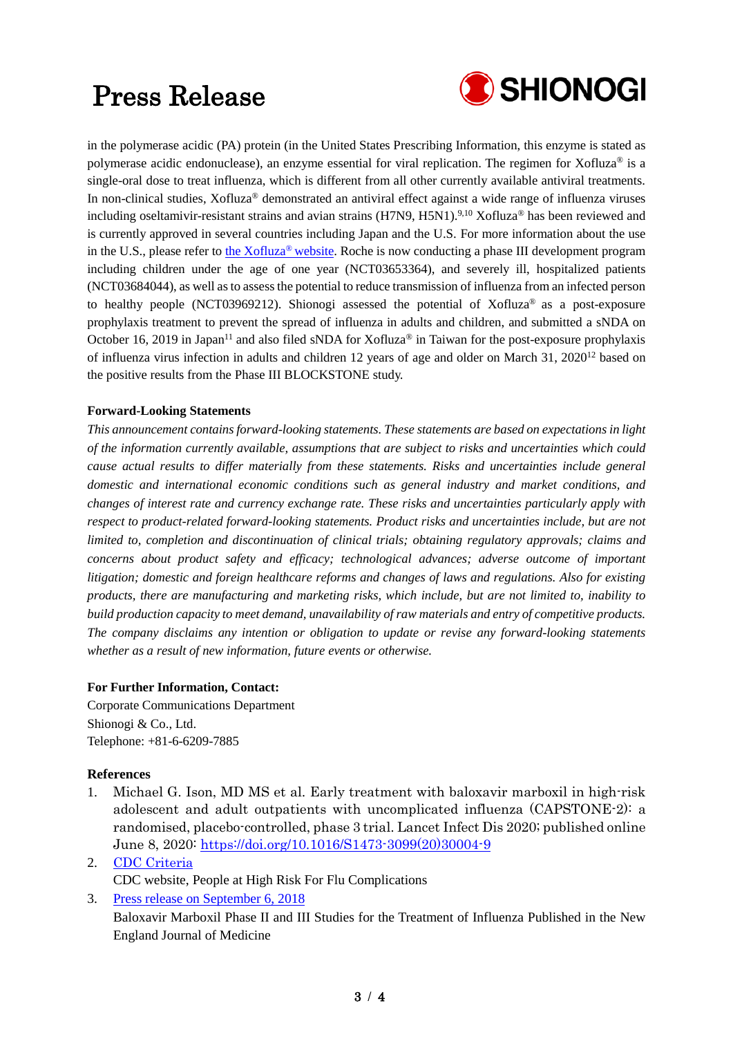in the polymerase acidic (PA) protein (in the United States Prescribing Information, this enzyme is stated as polymerase acidic endonuclease), an enzyme essential for viral replication. The regimen for Xofluza® is a single-oral dose to treat influenza, which is different from all other currently available antiviral treatments. In non-clinical studies, Xofluza® demonstrated an antiviral effect against a wide range of influenza viruses including oseltamivir-resistant strains and avian strains (H7N9, H5N1).[9,10] Xofluza® has been reviewed and is currently approved in several countries including Japan and the U.S. For more information about the use in the U.S., please refer to the Xofluza® website. Roche is now conducting a phase III development program including children under the age of one year (NCT03653364), and severely ill, hospitalized patients (NCT03684044), as well as to assess the potential to reduce transmission of influenza from an infected person to healthy people (NCT03969212). Shionogi assessed the potential of Xofluza® as a post-exposure prophylaxis treatment to prevent the spread of influenza in adults and children, and submitted a sNDA on October 16, 2019 in Japan[11] and also filed sNDA for Xofluza® in Taiwan for the post-exposure prophylaxis of influenza virus infection in adults and children 12 years of age and older on March 31, 2020[12] based on the positive results from the Phase III BLOCKSTONE study.

**Forward-Looking Statements**

*This announcement contains forward-looking statements. These statements are based on expectations in light of the information currently available, assumptions that are subject to risks and uncertainties which could cause actual results to differ materially from these statements. Risks and uncertainties include general domestic and international economic conditions such as general industry and market conditions, and changes of interest rate and currency exchange rate. These risks and uncertainties particularly apply with respect to product-related forward-looking statements. Product risks and uncertainties include, but are not limited to, completion and discontinuation of clinical trials; obtaining regulatory approvals; claims and concerns about product safety and efficacy; technological advances; adverse outcome of important litigation; domestic and foreign healthcare reforms and changes of laws and regulations. Also for existing products, there are manufacturing and marketing risks, which include, but are not limited to, inability to build production capacity to meet demand, unavailability of raw materials and entry of competitive products. The company disclaims any intention or obligation to update or revise any forward-looking statements whether as a result of new information, future events or otherwise.*

**For Further Information, Contact:**

Corporate Communications Department
Shionogi & Co., Ltd.
Telephone: +81-6-6209-7885

**References**

1. Michael G. Ison, MD MS et al. Early treatment with baloxavir marboxil in high-risk adolescent and adult outpatients with uncomplicated influenza (CAPSTONE-2): a randomised, placebo-controlled, phase 3 trial. Lancet Infect Dis 2020; published online June 8, 2020: https://doi.org/10.1016/S1473-3099(20)30004-9
2. CDC Criteria
   CDC website, People at High Risk For Flu Complications
3. Press release on September 6, 2018
   Baloxavir Marboxil Phase II and III Studies for the Treatment of Influenza Published in the New England Journal of Medicine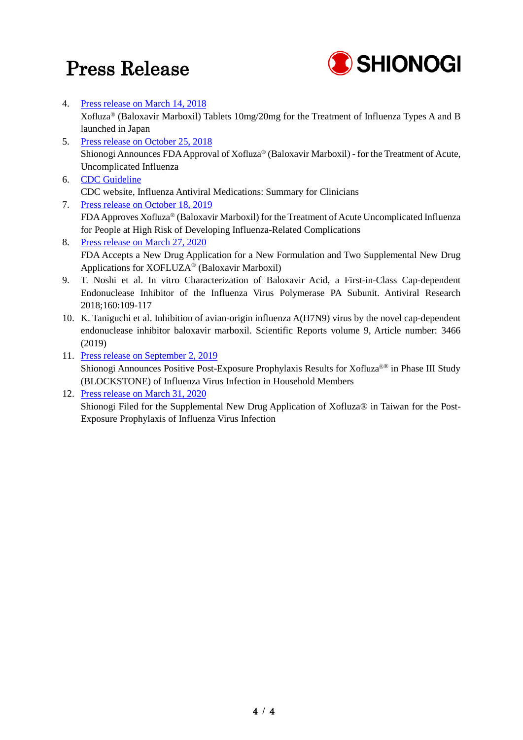4. Press release on March 14, 2018
   Xofluza® (Baloxavir Marboxil) Tablets 10mg/20mg for the Treatment of Influenza Types A and B launched in Japan
5. Press release on October 25, 2018
   Shionogi Announces FDA Approval of Xofluza® (Baloxavir Marboxil) - for the Treatment of Acute, Uncomplicated Influenza
6. CDC Guideline
   CDC website, Influenza Antiviral Medications: Summary for Clinicians
7. Press release on October 18, 2019
   FDA Approves Xofluza® (Baloxavir Marboxil) for the Treatment of Acute Uncomplicated Influenza for People at High Risk of Developing Influenza-Related Complications
8. Press release on March 27, 2020
   FDA Accepts a New Drug Application for a New Formulation and Two Supplemental New Drug Applications for XOFLUZA® (Baloxavir Marboxil)
9. T. Noshi et al. In vitro Characterization of Baloxavir Acid, a First-in-Class Cap-dependent Endonuclease Inhibitor of the Influenza Virus Polymerase PA Subunit. Antiviral Research 2018;160:109-117
10. K. Taniguchi et al. Inhibition of avian-origin influenza A(H7N9) virus by the novel cap-dependent endonuclease inhibitor baloxavir marboxil. Scientific Reports volume 9, Article number: 3466 (2019)
11. Press release on September 2, 2019
    Shionogi Announces Positive Post-Exposure Prophylaxis Results for Xofluza®® in Phase III Study (BLOCKSTONE) of Influenza Virus Infection in Household Members
12. Press release on March 31, 2020
    Shionogi Filed for the Supplemental New Drug Application of Xofluza® in Taiwan for the Post-Exposure Prophylaxis of Influenza Virus Infection